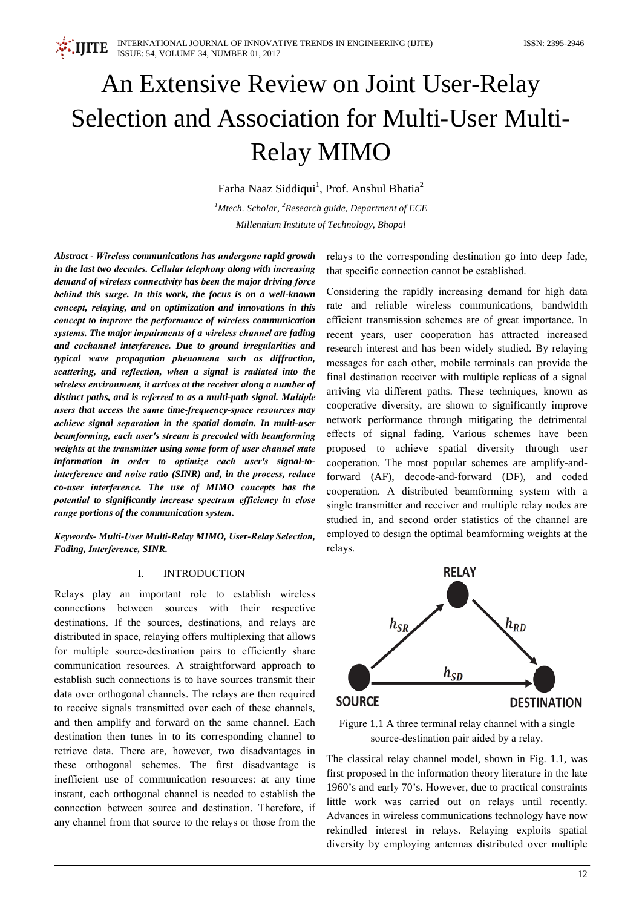# An Extensive Review on Joint User-Relay Selection and Association for Multi-User Multi-Relay MIMO

Farha Naaz Siddiqui[1], Prof. Anshul Bhatia[2]

[1]*Mtech. Scholar,* [2]*Research guide, Department of ECE*

*Millennium Institute of Technology, Bhopal*

***Abstract - Wireless communications has undergone rapid growth in the last two decades. Cellular telephony along with increasing demand of wireless connectivity has been the major driving force behind this surge. In this work, the focus is on a well-known concept, relaying, and on optimization and innovations in this concept to improve the performance of wireless communication systems. The major impairments of a wireless channel are fading and cochannel interference. Due to ground irregularities and typical wave propagation phenomena such as diffraction, scattering, and reflection, when a signal is radiated into the wireless environment, it arrives at the receiver along a number of distinct paths, and is referred to as a multi-path signal. Multiple users that access the same time-frequency-space resources may achieve signal separation in the spatial domain. In multi-user beamforming, each user's stream is precoded with beamforming weights at the transmitter using some form of user channel state information in order to optimize each user's signal-to-interference and noise ratio (SINR) and, in the process, reduce co-user interference. The use of MIMO concepts has the potential to significantly increase spectrum efficiency in close range portions of the communication system.***

***Keywords- Multi-User Multi-Relay MIMO, User-Relay Selection, Fading, Interference, SINR.***

## I. INTRODUCTION

Relays play an important role to establish wireless connections between sources with their respective destinations. If the sources, destinations, and relays are distributed in space, relaying offers multiplexing that allows for multiple source-destination pairs to efficiently share communication resources. A straightforward approach to establish such connections is to have sources transmit their data over orthogonal channels. The relays are then required to receive signals transmitted over each of these channels, and then amplify and forward on the same channel. Each destination then tunes in to its corresponding channel to retrieve data. There are, however, two disadvantages in these orthogonal schemes. The first disadvantage is inefficient use of communication resources: at any time instant, each orthogonal channel is needed to establish the connection between source and destination. Therefore, if any channel from that source to the relays or those from the relays to the corresponding destination go into deep fade, that specific connection cannot be established.

Considering the rapidly increasing demand for high data rate and reliable wireless communications, bandwidth efficient transmission schemes are of great importance. In recent years, user cooperation has attracted increased research interest and has been widely studied. By relaying messages for each other, mobile terminals can provide the final destination receiver with multiple replicas of a signal arriving via different paths. These techniques, known as cooperative diversity, are shown to significantly improve network performance through mitigating the detrimental effects of signal fading. Various schemes have been proposed to achieve spatial diversity through user cooperation. The most popular schemes are amplify-and-forward (AF), decode-and-forward (DF), and coded cooperation. A distributed beamforming system with a single transmitter and receiver and multiple relay nodes are studied in, and second order statistics of the channel are employed to design the optimal beamforming weights at the relays.

Figure 1.1 A three terminal relay channel with a single source-destination pair aided by a relay.

The classical relay channel model, shown in Fig. 1.1, was first proposed in the information theory literature in the late 1960's and early 70's. However, due to practical constraints little work was carried out on relays until recently. Advances in wireless communications technology have now rekindled interest in relays. Relaying exploits spatial diversity by employing antennas distributed over multiple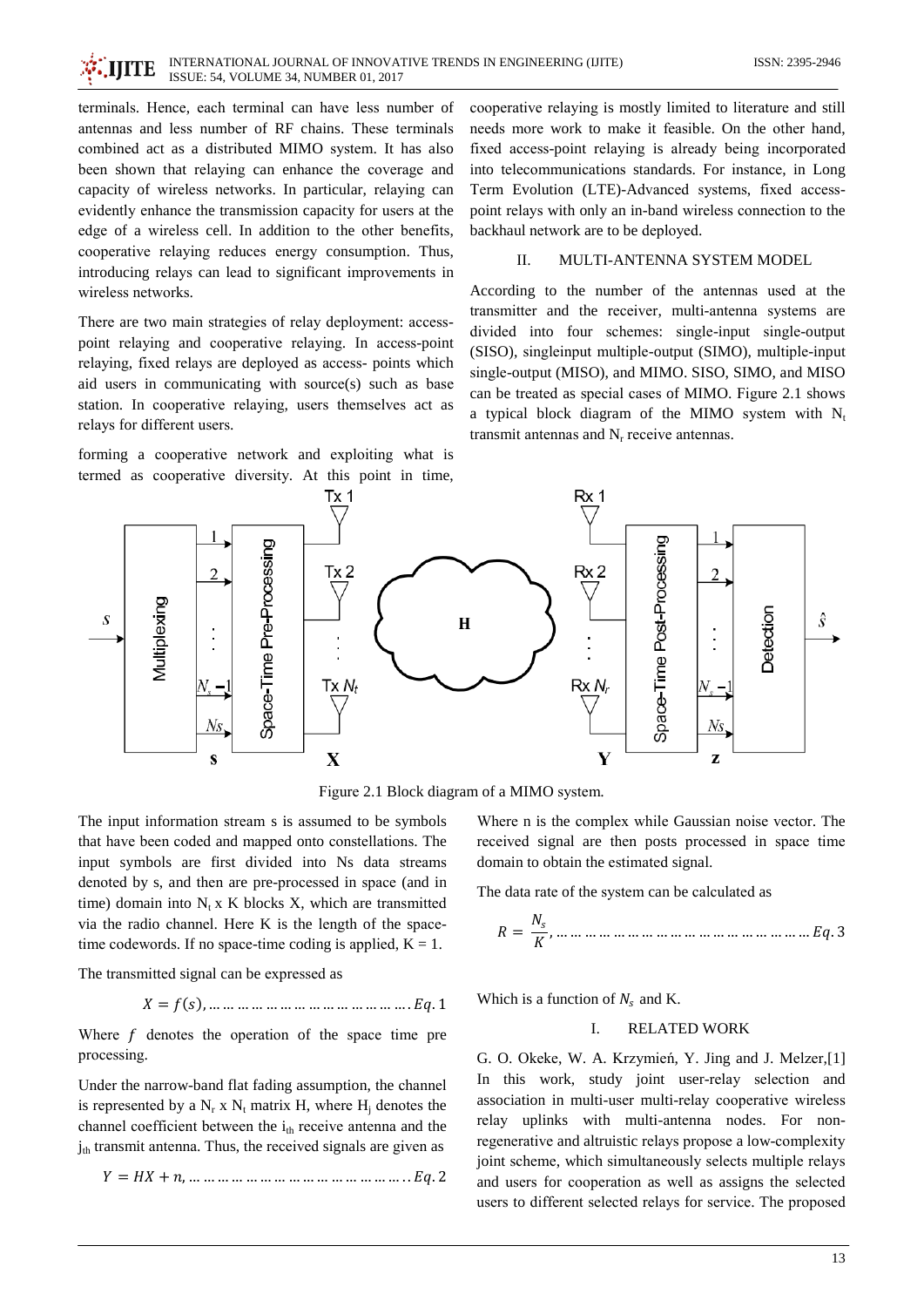terminals. Hence, each terminal can have less number of antennas and less number of RF chains. These terminals combined act as a distributed MIMO system. It has also been shown that relaying can enhance the coverage and capacity of wireless networks. In particular, relaying can evidently enhance the transmission capacity for users at the edge of a wireless cell. In addition to the other benefits, cooperative relaying reduces energy consumption. Thus, introducing relays can lead to significant improvements in wireless networks.

There are two main strategies of relay deployment: access-point relaying and cooperative relaying. In access-point relaying, fixed relays are deployed as access- points which aid users in communicating with source(s) such as base station. In cooperative relaying, users themselves act as relays for different users.

forming a cooperative network and exploiting what is termed as cooperative diversity. At this point in time, cooperative relaying is mostly limited to literature and still needs more work to make it feasible. On the other hand, fixed access-point relaying is already being incorporated into telecommunications standards. For instance, in Long Term Evolution (LTE)-Advanced systems, fixed access-point relays with only an in-band wireless connection to the backhaul network are to be deployed.

## II. MULTI-ANTENNA SYSTEM MODEL

According to the number of the antennas used at the transmitter and the receiver, multi-antenna systems are divided into four schemes: single-input single-output (SISO), singleinput multiple-output (SIMO), multiple-input single-output (MISO), and MIMO. SISO, SIMO, and MISO can be treated as special cases of MIMO. Figure 2.1 shows a typical block diagram of the MIMO system with $N_t$ transmit antennas and $N_r$ receive antennas.

Figure 2.1 Block diagram of a MIMO system.

The input information stream s is assumed to be symbols that have been coded and mapped onto constellations. The input symbols are first divided into Ns data streams denoted by s, and then are pre-processed in space (and in time) domain into $N_t$ x K blocks X, which are transmitted via the radio channel. Here K is the length of the space-time codewords. If no space-time coding is applied, K = 1.

The transmitted signal can be expressed as

$$X = f(s), \ldots\ldots\ldots\ldots\ldots\ldots\ldots\ldots\ldots\ldots\ldots\ldots. Eq. 1$$

Where $f$ denotes the operation of the space time pre processing.

Under the narrow-band flat fading assumption, the channel is represented by a $N_r$ x $N_t$ matrix H, where $H_j$ denotes the channel coefficient between the $i_{th}$ receive antenna and the $j_{th}$ transmit antenna. Thus, the received signals are given as

$$Y = HX + n, \ldots\ldots\ldots\ldots\ldots\ldots\ldots\ldots\ldots\ldots\ldots\ldots\ldots.. Eq. 2$$

Where n is the complex while Gaussian noise vector. The received signal are then posts processed in space time domain to obtain the estimated signal.

The data rate of the system can be calculated as

$$R = \frac{N_s}{K}, \ldots\ldots\ldots\ldots\ldots\ldots\ldots\ldots\ldots\ldots\ldots\ldots\ldots\ldots\ldots\ldots\ldots\ldots Eq. 3$$

Which is a function of $N_s$ and K.

## I. RELATED WORK

G. O. Okeke, W. A. Krzymień, Y. Jing and J. Melzer,[1] In this work, study joint user-relay selection and association in multi-user multi-relay cooperative wireless relay uplinks with multi-antenna nodes. For non-regenerative and altruistic relays propose a low-complexity joint scheme, which simultaneously selects multiple relays and users for cooperation as well as assigns the selected users to different selected relays for service. The proposed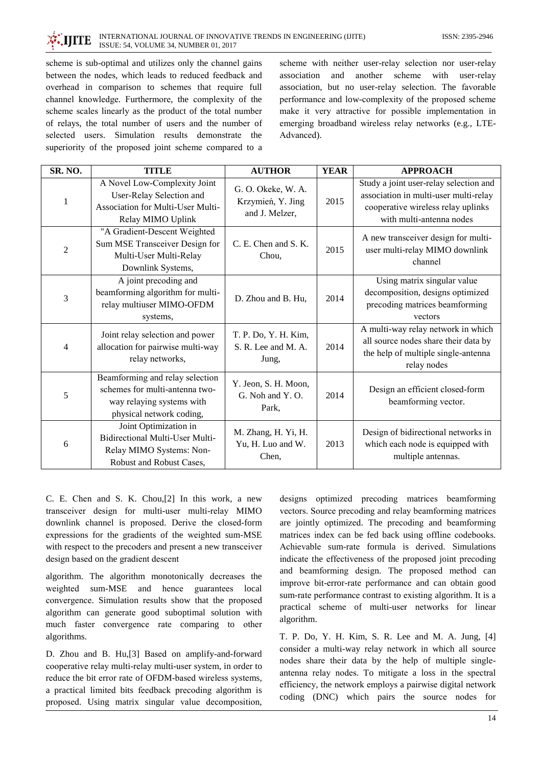scheme is sub-optimal and utilizes only the channel gains between the nodes, which leads to reduced feedback and overhead in comparison to schemes that require full channel knowledge. Furthermore, the complexity of the scheme scales linearly as the product of the total number of relays, the total number of users and the number of selected users. Simulation results demonstrate the superiority of the proposed joint scheme compared to a scheme with neither user-relay selection nor user-relay association and another scheme with user-relay association, but no user-relay selection. The favorable performance and low-complexity of the proposed scheme make it very attractive for possible implementation in emerging broadband wireless relay networks (e.g., LTE-Advanced).

| SR. NO. | TITLE | AUTHOR | YEAR | APPROACH |
|---|---|---|---|---|
| 1 | A Novel Low-Complexity Joint User-Relay Selection and Association for Multi-User Multi-Relay MIMO Uplink | G. O. Okeke, W. A. Krzymień, Y. Jing and J. Melzer, | 2015 | Study a joint user-relay selection and association in multi-user multi-relay cooperative wireless relay uplinks with multi-antenna nodes |
| 2 | "A Gradient-Descent Weighted Sum MSE Transceiver Design for Multi-User Multi-Relay Downlink Systems, | C. E. Chen and S. K. Chou, | 2015 | A new transceiver design for multi-user multi-relay MIMO downlink channel |
| 3 | A joint precoding and beamforming algorithm for multi-relay multiuser MIMO-OFDM systems, | D. Zhou and B. Hu, | 2014 | Using matrix singular value decomposition, designs optimized precoding matrices beamforming vectors |
| 4 | Joint relay selection and power allocation for pairwise multi-way relay networks, | T. P. Do, Y. H. Kim, S. R. Lee and M. A. Jung, | 2014 | A multi-way relay network in which all source nodes share their data by the help of multiple single-antenna relay nodes |
| 5 | Beamforming and relay selection schemes for multi-antenna two-way relaying systems with physical network coding, | Y. Jeon, S. H. Moon, G. Noh and Y. O. Park, | 2014 | Design an efficient closed-form beamforming vector. |
| 6 | Joint Optimization in Bidirectional Multi-User Multi-Relay MIMO Systems: Non-Robust and Robust Cases, | M. Zhang, H. Yi, H. Yu, H. Luo and W. Chen, | 2013 | Design of bidirectional networks in which each node is equipped with multiple antennas. |

C. E. Chen and S. K. Chou,[2] In this work, a new transceiver design for multi-user multi-relay MIMO downlink channel is proposed. Derive the closed-form expressions for the gradients of the weighted sum-MSE with respect to the precoders and present a new transceiver design based on the gradient descent

algorithm. The algorithm monotonically decreases the weighted sum-MSE and hence guarantees local convergence. Simulation results show that the proposed algorithm can generate good suboptimal solution with much faster convergence rate comparing to other algorithms.

D. Zhou and B. Hu,[3] Based on amplify-and-forward cooperative relay multi-relay multi-user system, in order to reduce the bit error rate of OFDM-based wireless systems, a practical limited bits feedback precoding algorithm is proposed. Using matrix singular value decomposition, designs optimized precoding matrices beamforming vectors. Source precoding and relay beamforming matrices are jointly optimized. The precoding and beamforming matrices index can be fed back using offline codebooks. Achievable sum-rate formula is derived. Simulations indicate the effectiveness of the proposed joint precoding and beamforming design. The proposed method can improve bit-error-rate performance and can obtain good sum-rate performance contrast to existing algorithm. It is a practical scheme of multi-user networks for linear algorithm.

T. P. Do, Y. H. Kim, S. R. Lee and M. A. Jung, [4] consider a multi-way relay network in which all source nodes share their data by the help of multiple single-antenna relay nodes. To mitigate a loss in the spectral efficiency, the network employs a pairwise digital network coding (DNC) which pairs the source nodes for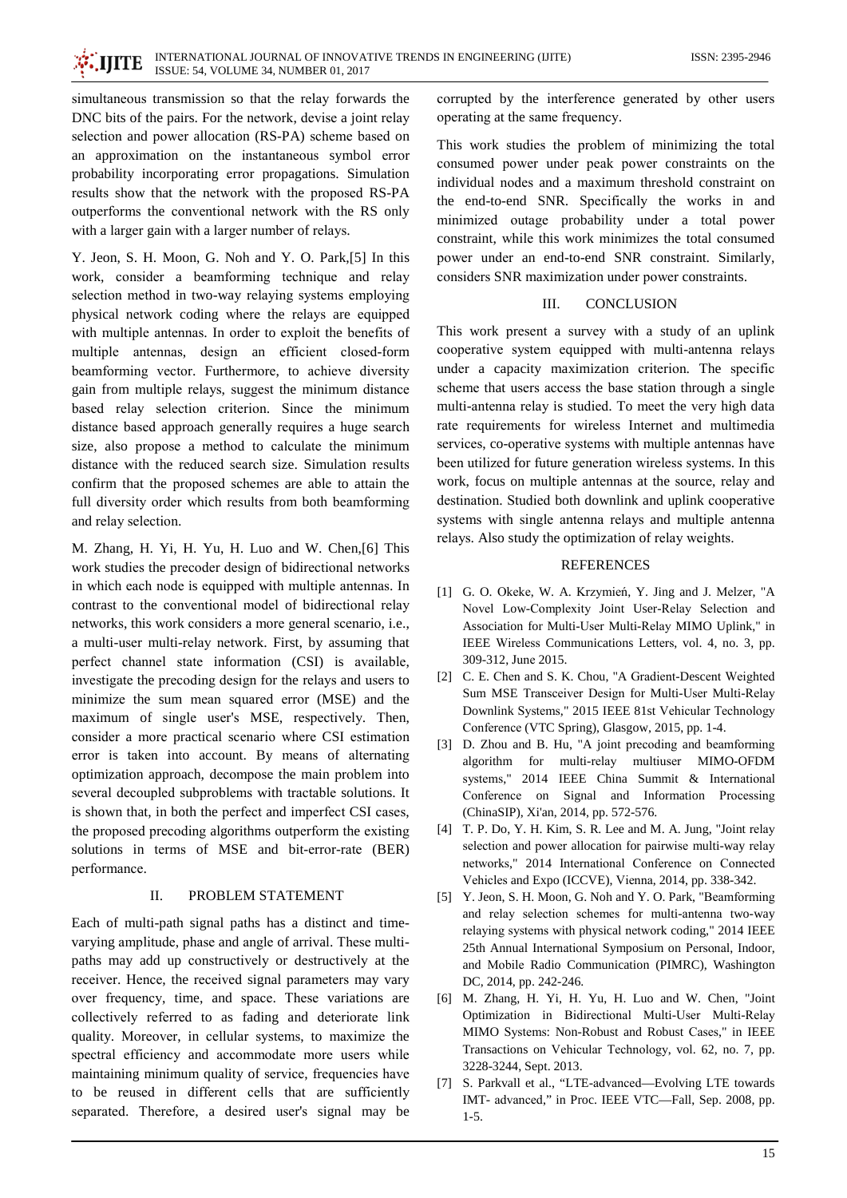simultaneous transmission so that the relay forwards the DNC bits of the pairs. For the network, devise a joint relay selection and power allocation (RS-PA) scheme based on an approximation on the instantaneous symbol error probability incorporating error propagations. Simulation results show that the network with the proposed RS-PA outperforms the conventional network with the RS only with a larger gain with a larger number of relays.

Y. Jeon, S. H. Moon, G. Noh and Y. O. Park,[5] In this work, consider a beamforming technique and relay selection method in two-way relaying systems employing physical network coding where the relays are equipped with multiple antennas. In order to exploit the benefits of multiple antennas, design an efficient closed-form beamforming vector. Furthermore, to achieve diversity gain from multiple relays, suggest the minimum distance based relay selection criterion. Since the minimum distance based approach generally requires a huge search size, also propose a method to calculate the minimum distance with the reduced search size. Simulation results confirm that the proposed schemes are able to attain the full diversity order which results from both beamforming and relay selection.

M. Zhang, H. Yi, H. Yu, H. Luo and W. Chen,[6] This work studies the precoder design of bidirectional networks in which each node is equipped with multiple antennas. In contrast to the conventional model of bidirectional relay networks, this work considers a more general scenario, i.e., a multi-user multi-relay network. First, by assuming that perfect channel state information (CSI) is available, investigate the precoding design for the relays and users to minimize the sum mean squared error (MSE) and the maximum of single user's MSE, respectively. Then, consider a more practical scenario where CSI estimation error is taken into account. By means of alternating optimization approach, decompose the main problem into several decoupled subproblems with tractable solutions. It is shown that, in both the perfect and imperfect CSI cases, the proposed precoding algorithms outperform the existing solutions in terms of MSE and bit-error-rate (BER) performance.

## II. PROBLEM STATEMENT

Each of multi-path signal paths has a distinct and time-varying amplitude, phase and angle of arrival. These multi-paths may add up constructively or destructively at the receiver. Hence, the received signal parameters may vary over frequency, time, and space. These variations are collectively referred to as fading and deteriorate link quality. Moreover, in cellular systems, to maximize the spectral efficiency and accommodate more users while maintaining minimum quality of service, frequencies have to be reused in different cells that are sufficiently separated. Therefore, a desired user's signal may be corrupted by the interference generated by other users operating at the same frequency.

This work studies the problem of minimizing the total consumed power under peak power constraints on the individual nodes and a maximum threshold constraint on the end-to-end SNR. Specifically the works in and minimized outage probability under a total power constraint, while this work minimizes the total consumed power under an end-to-end SNR constraint. Similarly, considers SNR maximization under power constraints.

## III. CONCLUSION

This work present a survey with a study of an uplink cooperative system equipped with multi-antenna relays under a capacity maximization criterion. The specific scheme that users access the base station through a single multi-antenna relay is studied. To meet the very high data rate requirements for wireless Internet and multimedia services, co-operative systems with multiple antennas have been utilized for future generation wireless systems. In this work, focus on multiple antennas at the source, relay and destination. Studied both downlink and uplink cooperative systems with single antenna relays and multiple antenna relays. Also study the optimization of relay weights.

## REFERENCES

[1] G. O. Okeke, W. A. Krzymień, Y. Jing and J. Melzer, "A Novel Low-Complexity Joint User-Relay Selection and Association for Multi-User Multi-Relay MIMO Uplink," in IEEE Wireless Communications Letters, vol. 4, no. 3, pp. 309-312, June 2015.

[2] C. E. Chen and S. K. Chou, "A Gradient-Descent Weighted Sum MSE Transceiver Design for Multi-User Multi-Relay Downlink Systems," 2015 IEEE 81st Vehicular Technology Conference (VTC Spring), Glasgow, 2015, pp. 1-4.

[3] D. Zhou and B. Hu, "A joint precoding and beamforming algorithm for multi-relay multiuser MIMO-OFDM systems," 2014 IEEE China Summit & International Conference on Signal and Information Processing (ChinaSIP), Xi'an, 2014, pp. 572-576.

[4] T. P. Do, Y. H. Kim, S. R. Lee and M. A. Jung, "Joint relay selection and power allocation for pairwise multi-way relay networks," 2014 International Conference on Connected Vehicles and Expo (ICCVE), Vienna, 2014, pp. 338-342.

[5] Y. Jeon, S. H. Moon, G. Noh and Y. O. Park, "Beamforming and relay selection schemes for multi-antenna two-way relaying systems with physical network coding," 2014 IEEE 25th Annual International Symposium on Personal, Indoor, and Mobile Radio Communication (PIMRC), Washington DC, 2014, pp. 242-246.

[6] M. Zhang, H. Yi, H. Yu, H. Luo and W. Chen, "Joint Optimization in Bidirectional Multi-User Multi-Relay MIMO Systems: Non-Robust and Robust Cases," in IEEE Transactions on Vehicular Technology, vol. 62, no. 7, pp. 3228-3244, Sept. 2013.

[7] S. Parkvall et al., "LTE-advanced—Evolving LTE towards IMT- advanced," in Proc. IEEE VTC—Fall, Sep. 2008, pp. 1-5.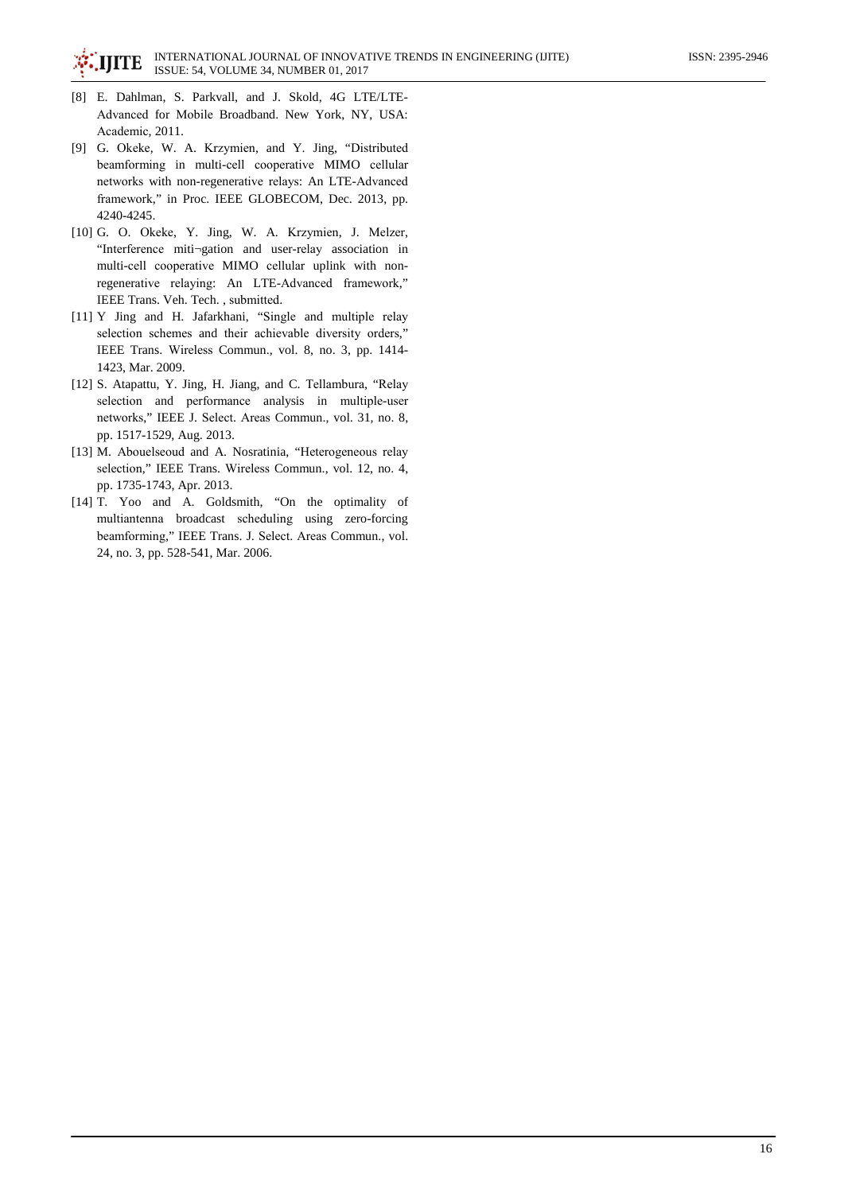[8] E. Dahlman, S. Parkvall, and J. Skold, 4G LTE/LTE-Advanced for Mobile Broadband. New York, NY, USA: Academic, 2011.

[9] G. Okeke, W. A. Krzymien, and Y. Jing, "Distributed beamforming in multi-cell cooperative MIMO cellular networks with non-regenerative relays: An LTE-Advanced framework," in Proc. IEEE GLOBECOM, Dec. 2013, pp. 4240-4245.

[10] G. O. Okeke, Y. Jing, W. A. Krzymien, J. Melzer, "Interference miti¬gation and user-relay association in multi-cell cooperative MIMO cellular uplink with non-regenerative relaying: An LTE-Advanced framework," IEEE Trans. Veh. Tech. , submitted.

[11] Y Jing and H. Jafarkhani, "Single and multiple relay selection schemes and their achievable diversity orders," IEEE Trans. Wireless Commun., vol. 8, no. 3, pp. 1414-1423, Mar. 2009.

[12] S. Atapattu, Y. Jing, H. Jiang, and C. Tellambura, "Relay selection and performance analysis in multiple-user networks," IEEE J. Select. Areas Commun., vol. 31, no. 8, pp. 1517-1529, Aug. 2013.

[13] M. Abouelseoud and A. Nosratinia, "Heterogeneous relay selection," IEEE Trans. Wireless Commun., vol. 12, no. 4, pp. 1735-1743, Apr. 2013.

[14] T. Yoo and A. Goldsmith, "On the optimality of multiantenna broadcast scheduling using zero-forcing beamforming," IEEE Trans. J. Select. Areas Commun., vol. 24, no. 3, pp. 528-541, Mar. 2006.